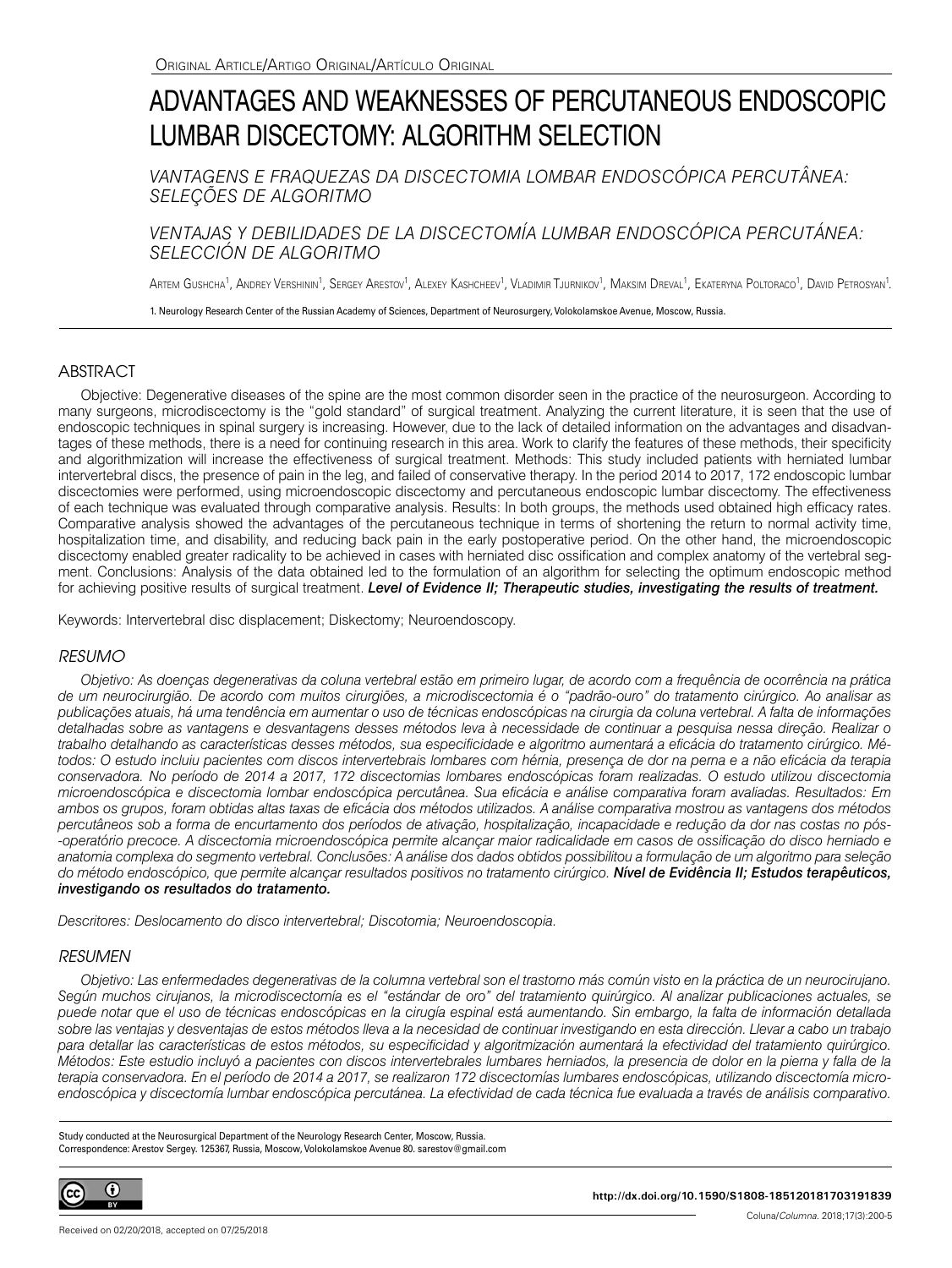Original Article/Artigo Original/Artículo Original

# ADVANTAGES AND WEAKNESSES OF PERCUTANEOUS ENDOSCOPIC LUMBAR DISCECTOMY: ALGORITHM SELECTION

*VANTAGENS E FRAQUEZAS DA DISCECTOMIA LOMBAR ENDOSCÓPICA PERCUTÂNEA: SELEÇÕES DE ALGORITMO*

*VENTAJAS Y DEBILIDADES DE LA DISCECTOMÍA LUMBAR ENDOSCÓPICA PERCUTÁNEA: SELECCIÓN DE ALGORITMO*

Artem Gushcha[1], Andrey Vershinin[1], Sergey Arestov[1], Alexey Kashcheev[1], Vladimir Tjurnikov[1], Maksim Dreval[1], Ekateryna Poltoraco[1], David Petrosyan[1].

1. Neurology Research Center of the Russian Academy of Sciences, Department of Neurosurgery, Volokolamskoe Avenue, Moscow, Russia.

## ABSTRACT

Objective: Degenerative diseases of the spine are the most common disorder seen in the practice of the neurosurgeon. According to many surgeons, microdiscectomy is the "gold standard" of surgical treatment. Analyzing the current literature, it is seen that the use of endoscopic techniques in spinal surgery is increasing. However, due to the lack of detailed information on the advantages and disadvantages of these methods, there is a need for continuing research in this area. Work to clarify the features of these methods, their specificity and algorithmization will increase the effectiveness of surgical treatment. Methods: This study included patients with herniated lumbar intervertebral discs, the presence of pain in the leg, and failed of conservative therapy. In the period 2014 to 2017, 172 endoscopic lumbar discectomies were performed, using microendoscopic discectomy and percutaneous endoscopic lumbar discectomy. The effectiveness of each technique was evaluated through comparative analysis. Results: In both groups, the methods used obtained high efficacy rates. Comparative analysis showed the advantages of the percutaneous technique in terms of shortening the return to normal activity time, hospitalization time, and disability, and reducing back pain in the early postoperative period. On the other hand, the microendoscopic discectomy enabled greater radicality to be achieved in cases with herniated disc ossification and complex anatomy of the vertebral segment. Conclusions: Analysis of the data obtained led to the formulation of an algorithm for selecting the optimum endoscopic method for achieving positive results of surgical treatment. ***Level of Evidence II; Therapeutic studies, investigating the results of treatment.***

Keywords: Intervertebral disc displacement; Diskectomy; Neuroendoscopy.

## *RESUMO*

*Objetivo: As doenças degenerativas da coluna vertebral estão em primeiro lugar, de acordo com a frequência de ocorrência na prática de um neurocirurgião. De acordo com muitos cirurgiões, a microdiscectomia é o "padrão-ouro" do tratamento cirúrgico. Ao analisar as publicações atuais, há uma tendência em aumentar o uso de técnicas endoscópicas na cirurgia da coluna vertebral. A falta de informações detalhadas sobre as vantagens e desvantagens desses métodos leva à necessidade de continuar a pesquisa nessa direção. Realizar o trabalho detalhando as características desses métodos, sua especificidade e algoritmo aumentará a eficácia do tratamento cirúrgico. Métodos: O estudo incluiu pacientes com discos intervertebrais lombares com hérnia, presença de dor na perna e a não eficácia da terapia conservadora. No período de 2014 a 2017, 172 discectomias lombares endoscópicas foram realizadas. O estudo utilizou discectomia microendoscópica e discectomia lombar endoscópica percutânea. Sua eficácia e análise comparativa foram avaliadas. Resultados: Em ambos os grupos, foram obtidas altas taxas de eficácia dos métodos utilizados. A análise comparativa mostrou as vantagens dos métodos percutâneos sob a forma de encurtamento dos períodos de ativação, hospitalização, incapacidade e redução da dor nas costas no pós--operatório precoce. A discectomia microendoscópica permite alcançar maior radicalidade em casos de ossificação do disco herniado e anatomia complexa do segmento vertebral. Conclusões: A análise dos dados obtidos possibilitou a formulação de um algoritmo para seleção do método endoscópico, que permite alcançar resultados positivos no tratamento cirúrgico.* ***Nível de Evidência II; Estudos terapêuticos, investigando os resultados do tratamento.***

*Descritores: Deslocamento do disco intervertebral; Discotomia; Neuroendoscopia.*

## *RESUMEN*

*Objetivo: Las enfermedades degenerativas de la columna vertebral son el trastorno más común visto en la práctica de un neurocirujano. Según muchos cirujanos, la microdiscectomía es el "estándar de oro" del tratamiento quirúrgico. Al analizar publicaciones actuales, se puede notar que el uso de técnicas endoscópicas en la cirugía espinal está aumentando. Sin embargo, la falta de información detallada sobre las ventajas y desventajas de estos métodos lleva a la necesidad de continuar investigando en esta dirección. Llevar a cabo un trabajo para detallar las características de estos métodos, su especificidad y algoritmización aumentará la efectividad del tratamiento quirúrgico. Métodos: Este estudio incluyó a pacientes con discos intervertebrales lumbares herniados, la presencia de dolor en la pierna y falla de la terapia conservadora. En el período de 2014 a 2017, se realizaron 172 discectomías lumbares endoscópicas, utilizando discectomía microendoscópica y discectomía lumbar endoscópica percutánea. La efectividad de cada técnica fue evaluada a través de análisis comparativo.*

Study conducted at the Neurosurgical Department of the Neurology Research Center, Moscow, Russia.
Correspondence: Arestov Sergey. 125367, Russia, Moscow, Volokolamskoe Avenue 80. sarestov@gmail.com

http://dx.doi.org/10.1590/S1808-185120181703191839

Received on 02/20/2018, accepted on 07/25/2018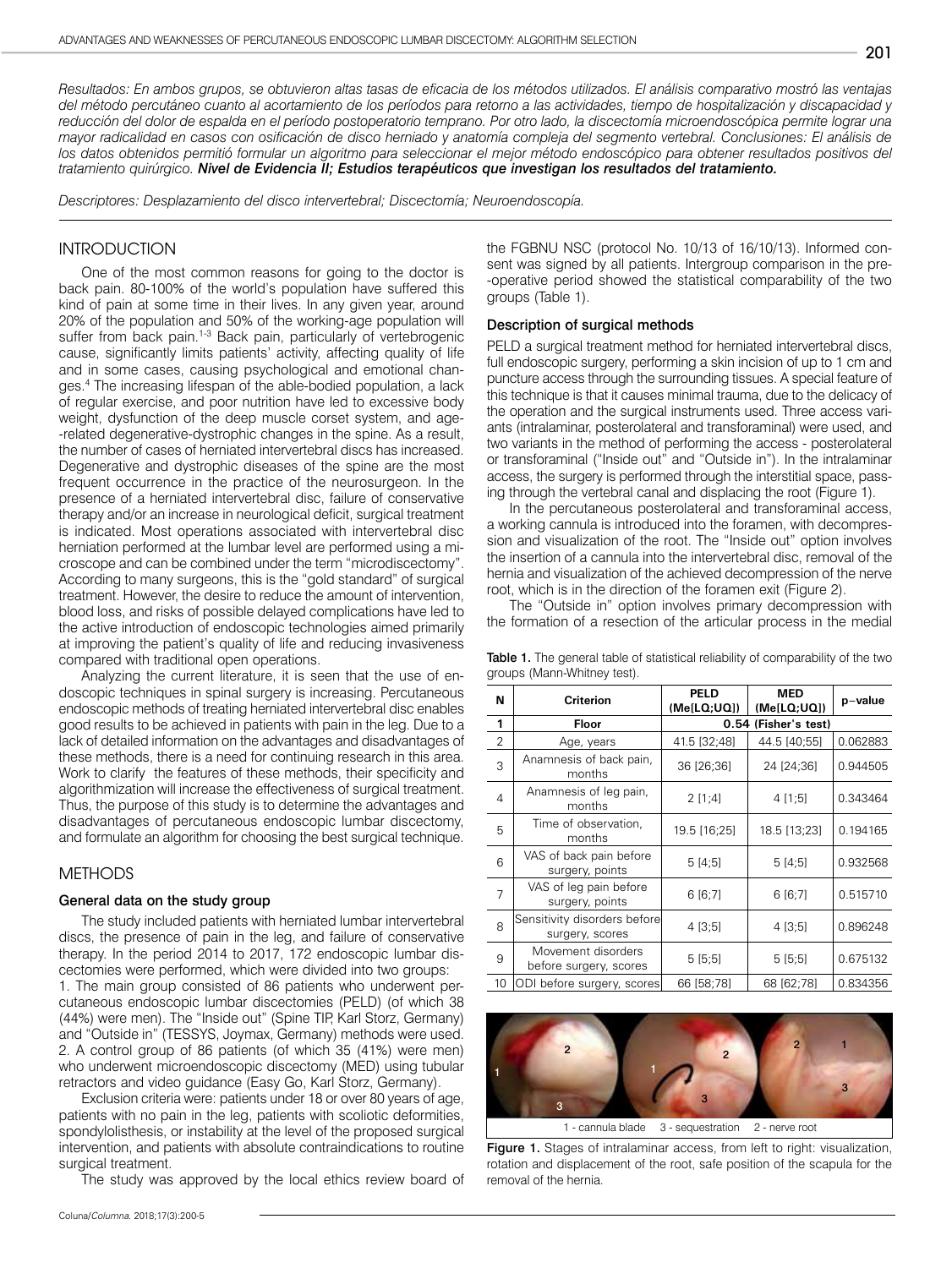*Resultados: En ambos grupos, se obtuvieron altas tasas de eficacia de los métodos utilizados. El análisis comparativo mostró las ventajas del método percutáneo cuanto al acortamiento de los períodos para retorno a las actividades, tiempo de hospitalización y discapacidad y reducción del dolor de espalda en el período postoperatorio temprano. Por otro lado, la discectomía microendoscópica permite lograr una mayor radicalidad en casos con osificación de disco herniado y anatomía compleja del segmento vertebral. Conclusiones: El análisis de los datos obtenidos permitió formular un algoritmo para seleccionar el mejor método endoscópico para obtener resultados positivos del tratamiento quirúrgico.* ***Nivel de Evidencia II; Estudios terapéuticos que investigan los resultados del tratamiento.***

*Descriptores: Desplazamiento del disco intervertebral; Discectomía; Neuroendoscopía.*

## INTRODUCTION

One of the most common reasons for going to the doctor is back pain. 80-100% of the world's population have suffered this kind of pain at some time in their lives. In any given year, around 20% of the population and 50% of the working-age population will suffer from back pain.[1-3] Back pain, particularly of vertebrogenic cause, significantly limits patients' activity, affecting quality of life and in some cases, causing psychological and emotional changes.[4] The increasing lifespan of the able-bodied population, a lack of regular exercise, and poor nutrition have led to excessive body weight, dysfunction of the deep muscle corset system, and age-related degenerative-dystrophic changes in the spine. As a result, the number of cases of herniated intervertebral discs has increased. Degenerative and dystrophic diseases of the spine are the most frequent occurrence in the practice of the neurosurgeon. In the presence of a herniated intervertebral disc, failure of conservative therapy and/or an increase in neurological deficit, surgical treatment is indicated. Most operations associated with intervertebral disc herniation performed at the lumbar level are performed using a microscope and can be combined under the term "microdiscectomy". According to many surgeons, this is the "gold standard" of surgical treatment. However, the desire to reduce the amount of intervention, blood loss, and risks of possible delayed complications have led to the active introduction of endoscopic technologies aimed primarily at improving the patient's quality of life and reducing invasiveness compared with traditional open operations.

Analyzing the current literature, it is seen that the use of endoscopic techniques in spinal surgery is increasing. Percutaneous endoscopic methods of treating herniated intervertebral disc enables good results to be achieved in patients with pain in the leg. Due to a lack of detailed information on the advantages and disadvantages of these methods, there is a need for continuing research in this area. Work to clarify the features of these methods, their specificity and algorithmization will increase the effectiveness of surgical treatment. Thus, the purpose of this study is to determine the advantages and disadvantages of percutaneous endoscopic lumbar discectomy, and formulate an algorithm for choosing the best surgical technique.

## METHODS

### General data on the study group

The study included patients with herniated lumbar intervertebral discs, the presence of pain in the leg, and failure of conservative therapy. In the period 2014 to 2017, 172 endoscopic lumbar discectomies were performed, which were divided into two groups:

1. The main group consisted of 86 patients who underwent percutaneous endoscopic lumbar discectomies (PELD) (of which 38 (44%) were men). The "Inside out" (Spine TIP, Karl Storz, Germany) and "Outside in" (TESSYS, Joymax, Germany) methods were used.
2. A control group of 86 patients (of which 35 (41%) were men) who underwent microendoscopic discectomy (MED) using tubular retractors and video guidance (Easy Go, Karl Storz, Germany).

Exclusion criteria were: patients under 18 or over 80 years of age, patients with no pain in the leg, patients with scoliotic deformities, spondylolisthesis, or instability at the level of the proposed surgical intervention, and patients with absolute contraindications to routine surgical treatment.

The study was approved by the local ethics review board of the FGBNU NSC (protocol No. 10/13 of 16/10/13). Informed consent was signed by all patients. Intergroup comparison in the pre-operative period showed the statistical comparability of the two groups (Table 1).

### Description of surgical methods

PELD a surgical treatment method for herniated intervertebral discs, full endoscopic surgery, performing a skin incision of up to 1 cm and puncture access through the surrounding tissues. A special feature of this technique is that it causes minimal trauma, due to the delicacy of the operation and the surgical instruments used. Three access variants (intralaminar, posterolateral and transforaminal) were used, and two variants in the method of performing the access - posterolateral or transforaminal ("Inside out" and "Outside in"). In the intralaminar access, the surgery is performed through the interstitial space, passing through the vertebral canal and displacing the root (Figure 1).

In the percutaneous posterolateral and transforaminal access, a working cannula is introduced into the foramen, with decompression and visualization of the root. The "Inside out" option involves the insertion of a cannula into the intervertebral disc, removal of the hernia and visualization of the achieved decompression of the nerve root, which is in the direction of the foramen exit (Figure 2).

The "Outside in" option involves primary decompression with the formation of a resection of the articular process in the medial

**Table 1.** The general table of statistical reliability of comparability of the two groups (Mann-Whitney test).

| N | Criterion | PELD (Me[LQ;UQ]) | MED (Me[LQ;UQ]) | p–value |
|---|---|---|---|---|
| 1 | Floor | 0.54 (Fisher's test) | | |
| 2 | Age, years | 41.5 [32;48] | 44.5 [40;55] | 0.062883 |
| 3 | Anamnesis of back pain, months | 36 [26;36] | 24 [24;36] | 0.944505 |
| 4 | Anamnesis of leg pain, months | 2 [1;4] | 4 [1;5] | 0.343464 |
| 5 | Time of observation, months | 19.5 [16;25] | 18.5 [13;23] | 0.194165 |
| 6 | VAS of back pain before surgery, points | 5 [4;5] | 5 [4;5] | 0.932568 |
| 7 | VAS of leg pain before surgery, points | 6 [6;7] | 6 [6;7] | 0.515710 |
| 8 | Sensitivity disorders before surgery, scores | 4 [3;5] | 4 [3;5] | 0.896248 |
| 9 | Movement disorders before surgery, scores | 5 [5;5] | 5 [5;5] | 0.675132 |
| 10 | ODI before surgery, scores | 66 [58;78] | 68 [62;78] | 0.834356 |

1 - cannula blade 3 - sequestration 2 - nerve root

**Figure 1.** Stages of intralaminar access, from left to right: visualization, rotation and displacement of the root, safe position of the scapula for the removal of the hernia.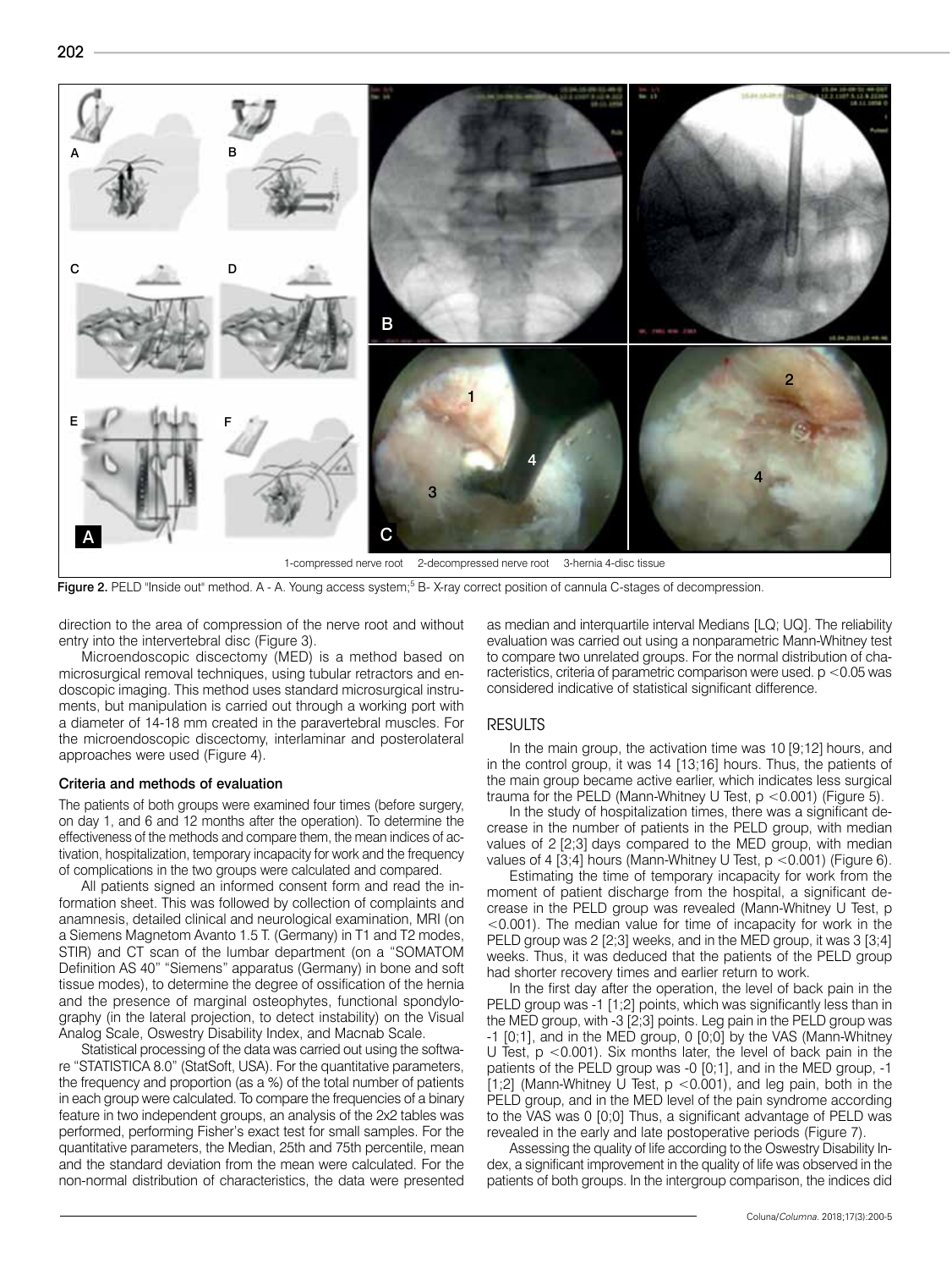1-compressed nerve root 2-decompressed nerve root 3-hernia 4-disc tissue

**Figure 2.** PELD "Inside out" method. A - A. Young access system;[5] B- X-ray correct position of cannula C-stages of decompression.

direction to the area of compression of the nerve root and without entry into the intervertebral disc (Figure 3).

Microendoscopic discectomy (MED) is a method based on microsurgical removal techniques, using tubular retractors and endoscopic imaging. This method uses standard microsurgical instruments, but manipulation is carried out through a working port with a diameter of 14-18 mm created in the paravertebral muscles. For the microendoscopic discectomy, interlaminar and posterolateral approaches were used (Figure 4).

### Criteria and methods of evaluation

The patients of both groups were examined four times (before surgery, on day 1, and 6 and 12 months after the operation). To determine the effectiveness of the methods and compare them, the mean indices of activation, hospitalization, temporary incapacity for work and the frequency of complications in the two groups were calculated and compared.

All patients signed an informed consent form and read the information sheet. This was followed by collection of complaints and anamnesis, detailed clinical and neurological examination, MRI (on a Siemens Magnetom Avanto 1.5 T. (Germany) in T1 and T2 modes, STIR) and CT scan of the lumbar department (on a "SOMATOM Definition AS 40" "Siemens" apparatus (Germany) in bone and soft tissue modes), to determine the degree of ossification of the hernia and the presence of marginal osteophytes, functional spondylography (in the lateral projection, to detect instability) on the Visual Analog Scale, Oswestry Disability Index, and Macnab Scale.

Statistical processing of the data was carried out using the software "STATISTICA 8.0" (StatSoft, USA). For the quantitative parameters, the frequency and proportion (as a %) of the total number of patients in each group were calculated. To compare the frequencies of a binary feature in two independent groups, an analysis of the 2x2 tables was performed, performing Fisher's exact test for small samples. For the quantitative parameters, the Median, 25th and 75th percentile, mean and the standard deviation from the mean were calculated. For the non-normal distribution of characteristics, the data were presented as median and interquartile interval Medians [LQ; UQ]. The reliability evaluation was carried out using a nonparametric Mann-Whitney test to compare two unrelated groups. For the normal distribution of characteristics, criteria of parametric comparison were used. $p < 0.05$ was considered indicative of statistical significant difference.

## RESULTS

In the main group, the activation time was 10 [9;12] hours, and in the control group, it was 14 [13;16] hours. Thus, the patients of the main group became active earlier, which indicates less surgical trauma for the PELD (Mann-Whitney U Test, $p < 0.001$) (Figure 5).

In the study of hospitalization times, there was a significant decrease in the number of patients in the PELD group, with median values of 2 [2;3] days compared to the MED group, with median values of 4 [3;4] hours (Mann-Whitney U Test, $p < 0.001$) (Figure 6).

Estimating the time of temporary incapacity for work from the moment of patient discharge from the hospital, a significant decrease in the PELD group was revealed (Mann-Whitney U Test, $p < 0.001$). The median value for time of incapacity for work in the PELD group was 2 [2;3] weeks, and in the MED group, it was 3 [3;4] weeks. Thus, it was deduced that the patients of the PELD group had shorter recovery times and earlier return to work.

In the first day after the operation, the level of back pain in the PELD group was -1 [1;2] points, which was significantly less than in the MED group, with -3 [2;3] points. Leg pain in the PELD group was -1 [0;1], and in the MED group, 0 [0;0] by the VAS (Mann-Whitney U Test, $p < 0.001$). Six months later, the level of back pain in the patients of the PELD group was -0 [0;1], and in the MED group, -1 [1;2] (Mann-Whitney U Test, $p < 0.001$), and leg pain, both in the PELD group, and in the MED level of the pain syndrome according to the VAS was 0 [0;0] Thus, a significant advantage of PELD was revealed in the early and late postoperative periods (Figure 7).

Assessing the quality of life according to the Oswestry Disability Index, a significant improvement in the quality of life was observed in the patients of both groups. In the intergroup comparison, the indices did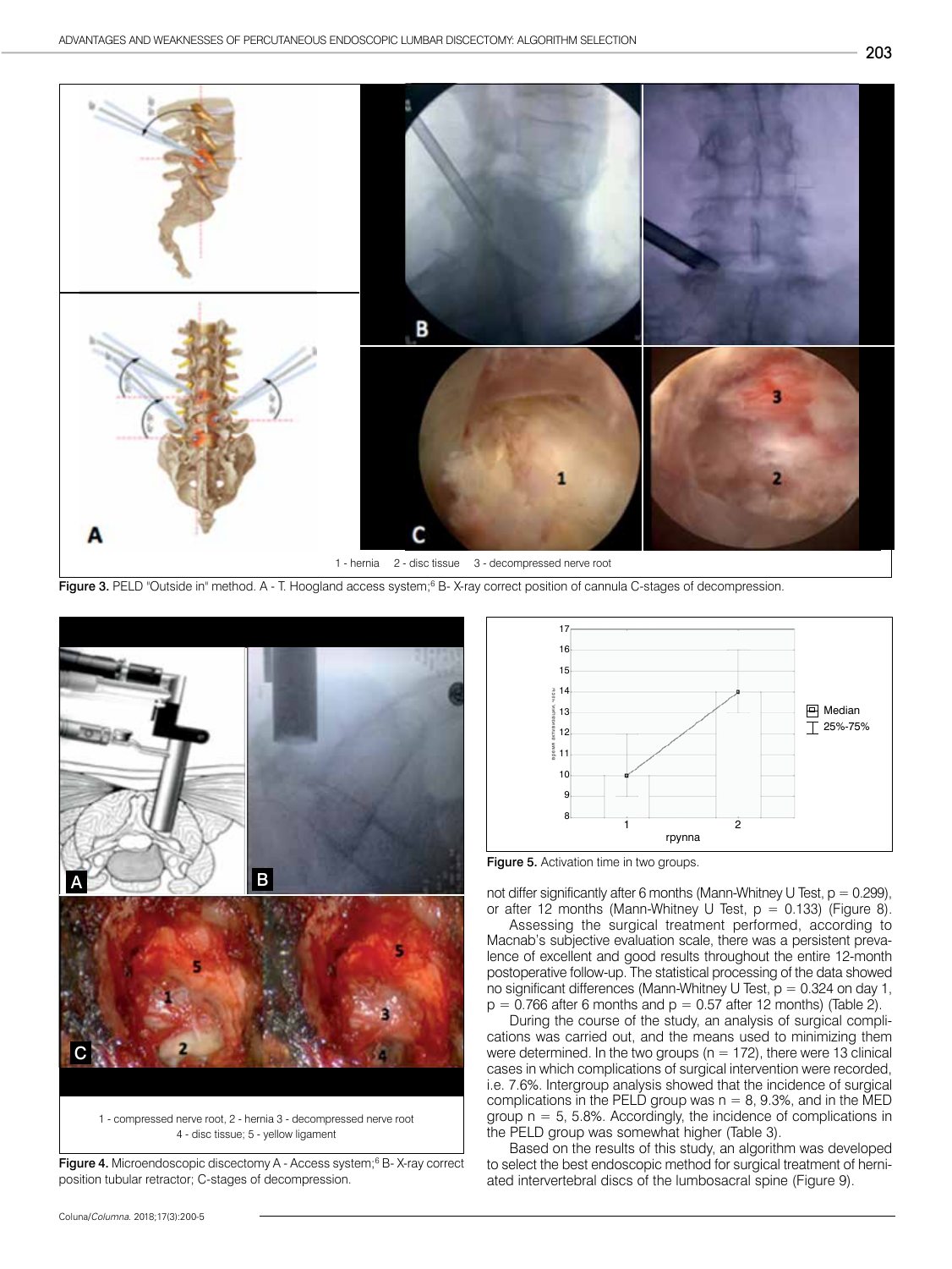1 - hernia 2 - disc tissue 3 - decompressed nerve root

**Figure 3.** PELD "Outside in" method. A - T. Hoogland access system;[6] B- X-ray correct position of cannula C-stages of decompression.

1 - compressed nerve root, 2 - hernia 3 - decompressed nerve root
4 - disc tissue; 5 - yellow ligament

**Figure 4.** Microendoscopic discectomy A - Access system;[6] B- X-ray correct position tubular retractor; C-stages of decompression.

**Figure 5.** Activation time in two groups.

not differ significantly after 6 months (Mann-Whitney U Test, $p = 0.299$), or after 12 months (Mann-Whitney U Test, $p = 0.133$) (Figure 8).

Assessing the surgical treatment performed, according to Macnab's subjective evaluation scale, there was a persistent prevalence of excellent and good results throughout the entire 12-month postoperative follow-up. The statistical processing of the data showed no significant differences (Mann-Whitney U Test, $p = 0.324$ on day 1, $p = 0.766$ after 6 months and $p = 0.57$ after 12 months) (Table 2).

During the course of the study, an analysis of surgical complications was carried out, and the means used to minimizing them were determined. In the two groups ($n = 172$), there were 13 clinical cases in which complications of surgical intervention were recorded, i.e. 7.6%. Intergroup analysis showed that the incidence of surgical complications in the PELD group was $n = 8$, 9.3%, and in the MED group $n = 5$, 5.8%. Accordingly, the incidence of complications in the PELD group was somewhat higher (Table 3).

Based on the results of this study, an algorithm was developed to select the best endoscopic method for surgical treatment of herniated intervertebral discs of the lumbosacral spine (Figure 9).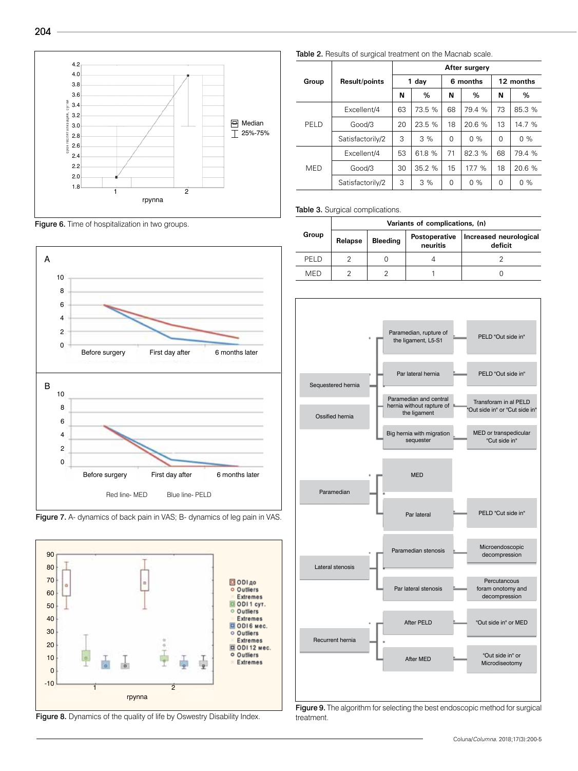Figure 6. Time of hospitalization in two groups.

Figure 7. A- dynamics of back pain in VAS; B- dynamics of leg pain in VAS.

Figure 8. Dynamics of the quality of life by Oswestry Disability Index.

Table 2. Results of surgical treatment on the Macnab scale.

| Group | Result/points | After surgery | | | | | |
|---|---|---|---|---|---|---|---|
| | | 1 day | | 6 months | | 12 months | |
| | | N | % | N | % | N | % |
| PELD | Excellent/4 | 63 | 73.5 % | 68 | 79.4 % | 73 | 85.3 % |
| | Good/3 | 20 | 23.5 % | 18 | 20.6 % | 13 | 14.7 % |
| | Satisfactorily/2 | 3 | 3 % | 0 | 0 % | 0 | 0 % |
| MED | Excellent/4 | 53 | 61.8 % | 71 | 82.3 % | 68 | 79.4 % |
| | Good/3 | 30 | 35.2 % | 15 | 17.7 % | 18 | 20.6 % |
| | Satisfactorily/2 | 3 | 3 % | 0 | 0 % | 0 | 0 % |

Table 3. Surgical complications.

| Group | Variants of complications, (n) | | | |
|---|---|---|---|---|
| | Relapse | Bleeding | Postoperative neuritis | Increased neurological deficit |
| PELD | 2 | 0 | 4 | 2 |
| MED | 2 | 2 | 1 | 0 |

Figure 9. The algorithm for selecting the best endoscopic method for surgical treatment.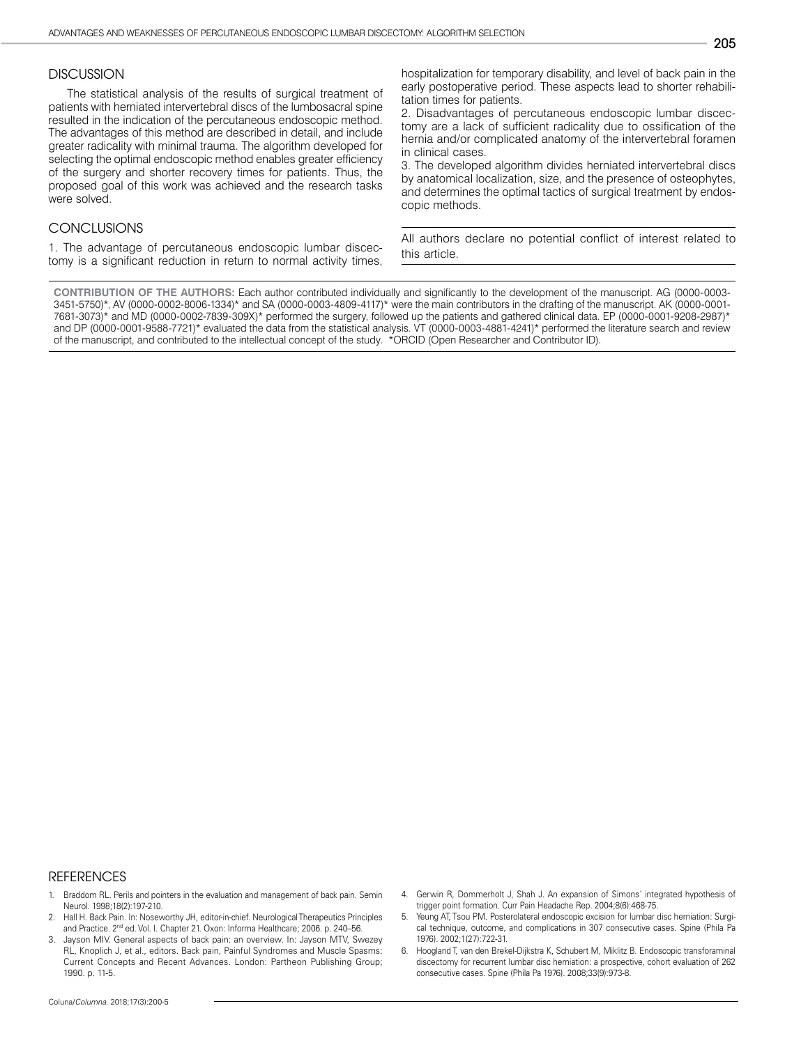## DISCUSSION

The statistical analysis of the results of surgical treatment of patients with herniated intervertebral discs of the lumbosacral spine resulted in the indication of the percutaneous endoscopic method. The advantages of this method are described in detail, and include greater radicality with minimal trauma. The algorithm developed for selecting the optimal endoscopic method enables greater efficiency of the surgery and shorter recovery times for patients. Thus, the proposed goal of this work was achieved and the research tasks were solved.

## CONCLUSIONS

1. The advantage of percutaneous endoscopic lumbar discectomy is a significant reduction in return to normal activity times, hospitalization for temporary disability, and level of back pain in the early postoperative period. These aspects lead to shorter rehabilitation times for patients.
2. Disadvantages of percutaneous endoscopic lumbar discectomy are a lack of sufficient radicality due to ossification of the hernia and/or complicated anatomy of the intervertebral foramen in clinical cases.
3. The developed algorithm divides herniated intervertebral discs by anatomical localization, size, and the presence of osteophytes, and determines the optimal tactics of surgical treatment by endoscopic methods.

All authors declare no potential conflict of interest related to this article.

**CONTRIBUTION OF THE AUTHORS:** Each author contributed individually and significantly to the development of the manuscript. AG (0000-0003-3451-5750)*, AV (0000-0002-8006-1334)* and SA (0000-0003-4809-4117)* were the main contributors in the drafting of the manuscript. AK (0000-0001-7681-3073)* and MD (0000-0002-7839-309X)* performed the surgery, followed up the patients and gathered clinical data. EP (0000-0001-9208-2987)* and DP (0000-0001-9588-7721)* evaluated the data from the statistical analysis. VT (0000-0003-4881-4241)* performed the literature search and review of the manuscript, and contributed to the intellectual concept of the study. *ORCID (Open Researcher and Contributor ID).

## REFERENCES

1. Braddom RL. Perils and pointers in the evaluation and management of back pain. Semin Neurol. 1998;18(2):197-210.
2. Hall H. Back Pain. In: Noseworthy JH, editor-in-chief. Neurological Therapeutics Principles and Practice. 2nd ed. Vol. I. Chapter 21. Oxon: Informa Healthcare; 2006. p. 240–56.
3. Jayson MIV. General aspects of back pain: an overview. In: Jayson MTV, Swezey RL, Knoplich J, et al., editors. Back pain, Painful Syndromes and Muscle Spasms: Current Concepts and Recent Advances. London: Partheon Publishing Group; 1990. p. 11-5.
4. Gerwin R, Dommerholt J, Shah J. An expansion of Simons´ integrated hypothesis of trigger point formation. Curr Pain Headache Rep. 2004;8(6):468-75.
5. Yeung AT, Tsou PM. Posterolateral endoscopic excision for lumbar disc herniation: Surgical technique, outcome, and complications in 307 consecutive cases. Spine (Phila Pa 1976). 2002;1(27):722-31.
6. Hoogland T, van den Brekel-Dijkstra K, Schubert M, Miklitz B. Endoscopic transforaminal discectomy for recurrent lumbar disc herniation: a prospective, cohort evaluation of 262 consecutive cases. Spine (Phila Pa 1976). 2008;33(9):973-8.